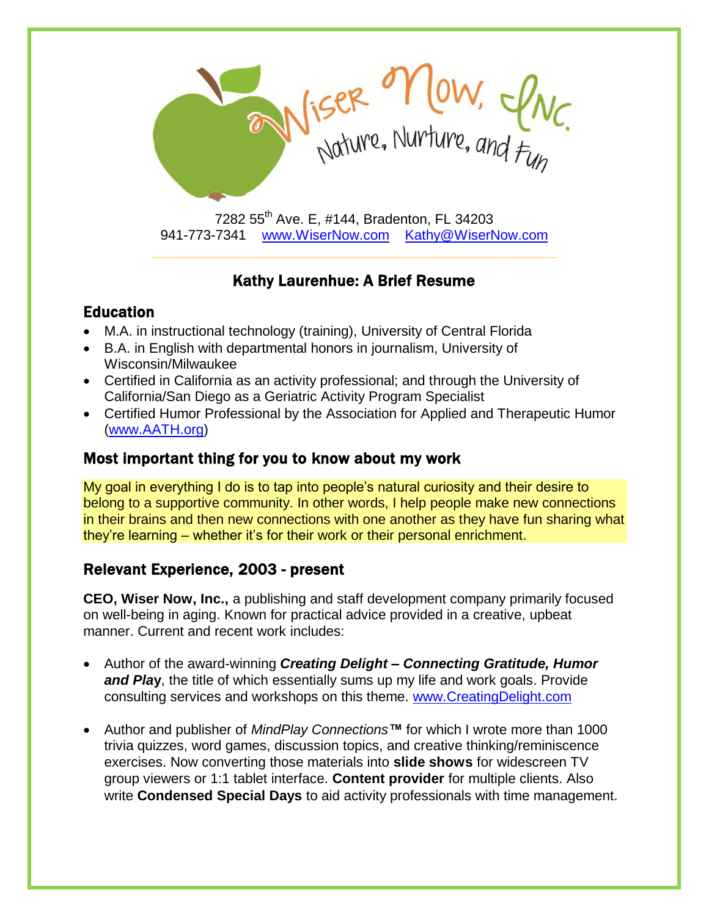Wiser Now, Inc.
Nature, Nurture, and Fun

7282 55th Ave. E, #144, Bradenton, FL 34203
941-773-7341 www.WiserNow.com Kathy@WiserNow.com

## Kathy Laurenhue: A Brief Resume

### Education

- M.A. in instructional technology (training), University of Central Florida
- B.A. in English with departmental honors in journalism, University of Wisconsin/Milwaukee
- Certified in California as an activity professional; and through the University of California/San Diego as a Geriatric Activity Program Specialist
- Certified Humor Professional by the Association for Applied and Therapeutic Humor (www.AATH.org)

### Most important thing for you to know about my work

My goal in everything I do is to tap into people's natural curiosity and their desire to belong to a supportive community. In other words, I help people make new connections in their brains and then new connections with one another as they have fun sharing what they're learning – whether it's for their work or their personal enrichment.

### Relevant Experience, 2003 - present

**CEO, Wiser Now, Inc.,** a publishing and staff development company primarily focused on well-being in aging. Known for practical advice provided in a creative, upbeat manner. Current and recent work includes:

- Author of the award-winning ***Creating Delight – Connecting Gratitude, Humor and Play***, the title of which essentially sums up my life and work goals. Provide consulting services and workshops on this theme. www.CreatingDelight.com

- Author and publisher of *MindPlay Connections*™ for which I wrote more than 1000 trivia quizzes, word games, discussion topics, and creative thinking/reminiscence exercises. Now converting those materials into **slide shows** for widescreen TV group viewers or 1:1 tablet interface. **Content provider** for multiple clients. Also write **Condensed Special Days** to aid activity professionals with time management.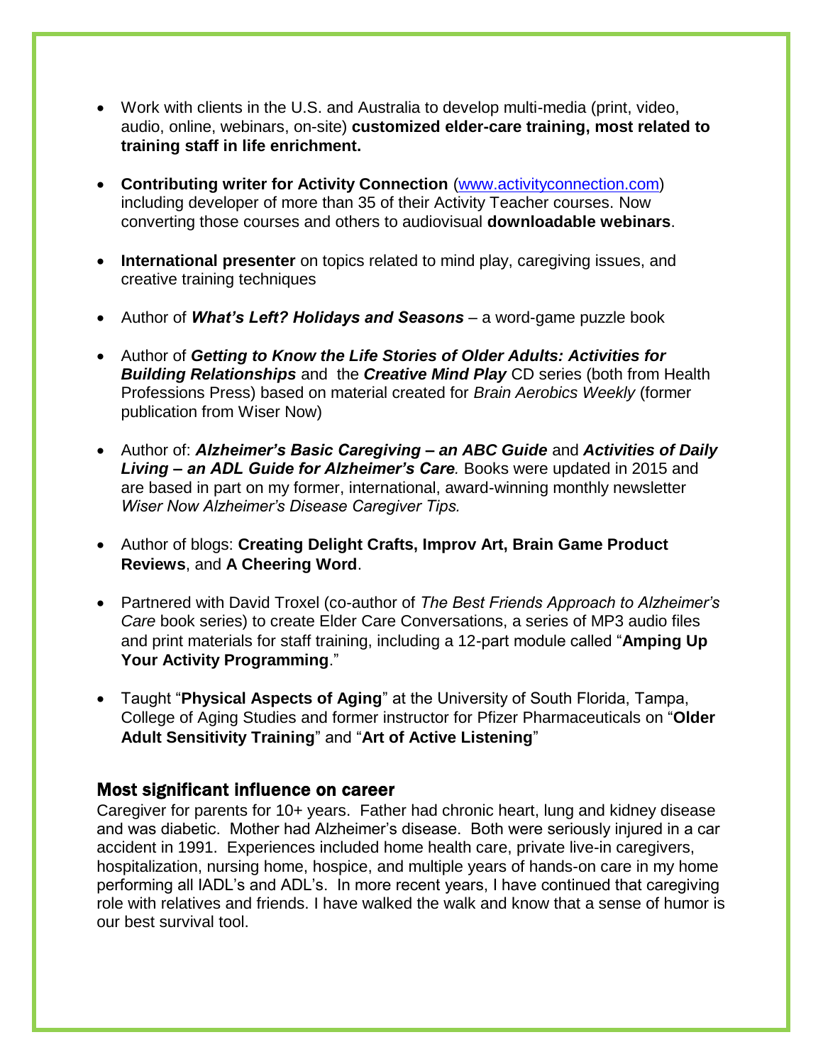- Work with clients in the U.S. and Australia to develop multi-media (print, video, audio, online, webinars, on-site) **customized elder-care training, most related to training staff in life enrichment.**

- **Contributing writer for Activity Connection** (www.activityconnection.com) including developer of more than 35 of their Activity Teacher courses. Now converting those courses and others to audiovisual **downloadable webinars**.

- **International presenter** on topics related to mind play, caregiving issues, and creative training techniques

- Author of ***What's Left? Holidays and Seasons*** – a word-game puzzle book

- Author of ***Getting to Know the Life Stories of Older Adults: Activities for Building Relationships*** and the ***Creative Mind Play*** CD series (both from Health Professions Press) based on material created for *Brain Aerobics Weekly* (former publication from Wiser Now)

- Author of: ***Alzheimer's Basic Caregiving – an ABC Guide*** and ***Activities of Daily Living – an ADL Guide for Alzheimer's Care***. Books were updated in 2015 and are based in part on my former, international, award-winning monthly newsletter *Wiser Now Alzheimer's Disease Caregiver Tips.*

- Author of blogs: **Creating Delight Crafts, Improv Art, Brain Game Product Reviews**, and **A Cheering Word**.

- Partnered with David Troxel (co-author of *The Best Friends Approach to Alzheimer's Care* book series) to create Elder Care Conversations, a series of MP3 audio files and print materials for staff training, including a 12-part module called "**Amping Up Your Activity Programming**."

- Taught "**Physical Aspects of Aging**" at the University of South Florida, Tampa, College of Aging Studies and former instructor for Pfizer Pharmaceuticals on "**Older Adult Sensitivity Training**" and "**Art of Active Listening**"

## Most significant influence on career

Caregiver for parents for 10+ years. Father had chronic heart, lung and kidney disease and was diabetic. Mother had Alzheimer's disease. Both were seriously injured in a car accident in 1991. Experiences included home health care, private live-in caregivers, hospitalization, nursing home, hospice, and multiple years of hands-on care in my home performing all IADL's and ADL's. In more recent years, I have continued that caregiving role with relatives and friends. I have walked the walk and know that a sense of humor is our best survival tool.